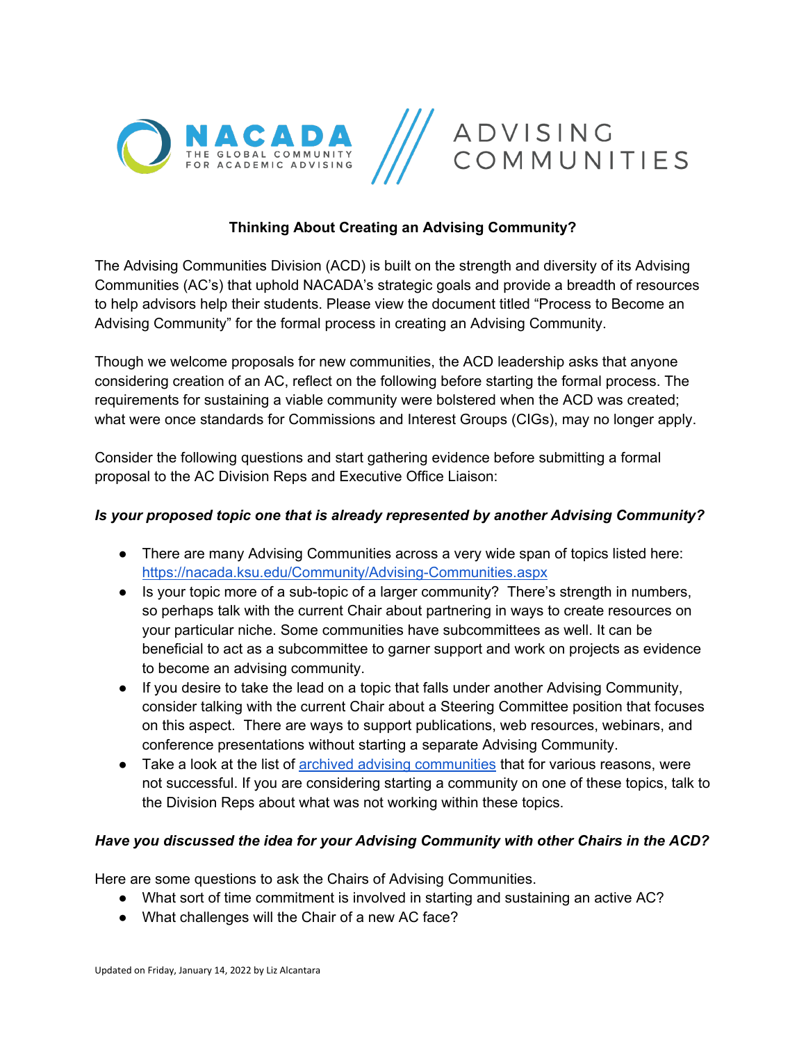NACADA THE GLOBAL COMMUNITY FOR ACADEMIC ADVISING /// ADVISING COMMUNITIES

## Thinking About Creating an Advising Community?

The Advising Communities Division (ACD) is built on the strength and diversity of its Advising Communities (AC's) that uphold NACADA's strategic goals and provide a breadth of resources to help advisors help their students. Please view the document titled "Process to Become an Advising Community" for the formal process in creating an Advising Community.

Though we welcome proposals for new communities, the ACD leadership asks that anyone considering creation of an AC, reflect on the following before starting the formal process. The requirements for sustaining a viable community were bolstered when the ACD was created; what were once standards for Commissions and Interest Groups (CIGs), may no longer apply.

Consider the following questions and start gathering evidence before submitting a formal proposal to the AC Division Reps and Executive Office Liaison:

### *Is your proposed topic one that is already represented by another Advising Community?*

- There are many Advising Communities across a very wide span of topics listed here: [https://nacada.ksu.edu/Community/Advising-Communities.aspx](https://nacada.ksu.edu/Community/Advising-Communities.aspx)
- Is your topic more of a sub-topic of a larger community? There's strength in numbers, so perhaps talk with the current Chair about partnering in ways to create resources on your particular niche. Some communities have subcommittees as well. It can be beneficial to act as a subcommittee to garner support and work on projects as evidence to become an advising community.
- If you desire to take the lead on a topic that falls under another Advising Community, consider talking with the current Chair about a Steering Committee position that focuses on this aspect. There are ways to support publications, web resources, webinars, and conference presentations without starting a separate Advising Community.
- Take a look at the list of archived advising communities that for various reasons, were not successful. If you are considering starting a community on one of these topics, talk to the Division Reps about what was not working within these topics.

### *Have you discussed the idea for your Advising Community with other Chairs in the ACD?*

Here are some questions to ask the Chairs of Advising Communities.

- What sort of time commitment is involved in starting and sustaining an active AC?
- What challenges will the Chair of a new AC face?

Updated on Friday, January 14, 2022 by Liz Alcantara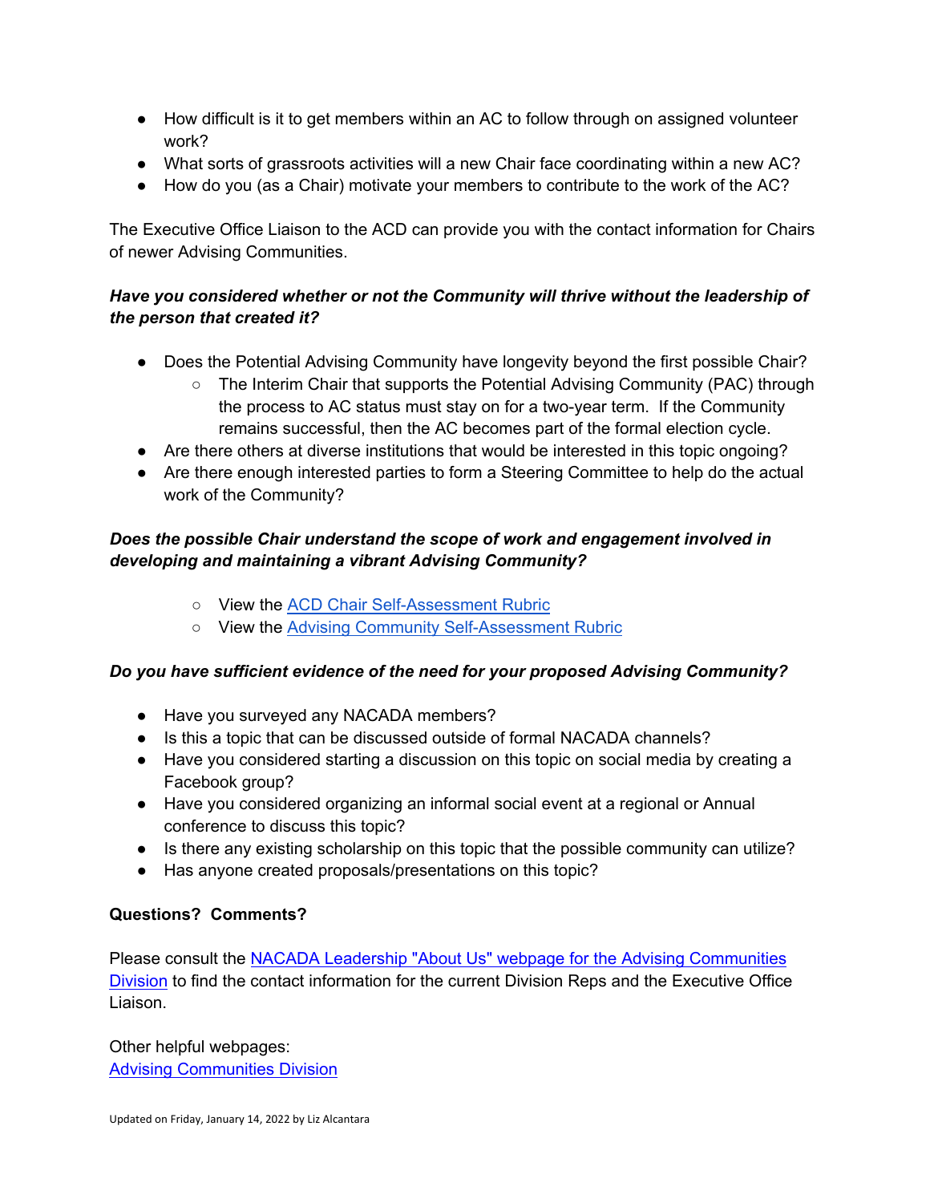- How difficult is it to get members within an AC to follow through on assigned volunteer work?
- What sorts of grassroots activities will a new Chair face coordinating within a new AC?
- How do you (as a Chair) motivate your members to contribute to the work of the AC?

The Executive Office Liaison to the ACD can provide you with the contact information for Chairs of newer Advising Communities.

***Have you considered whether or not the Community will thrive without the leadership of the person that created it?***

- Does the Potential Advising Community have longevity beyond the first possible Chair?
    - The Interim Chair that supports the Potential Advising Community (PAC) through the process to AC status must stay on for a two-year term. If the Community remains successful, then the AC becomes part of the formal election cycle.
- Are there others at diverse institutions that would be interested in this topic ongoing?
- Are there enough interested parties to form a Steering Committee to help do the actual work of the Community?

***Does the possible Chair understand the scope of work and engagement involved in developing and maintaining a vibrant Advising Community?***

- View the ACD Chair Self-Assessment Rubric
- View the Advising Community Self-Assessment Rubric

***Do you have sufficient evidence of the need for your proposed Advising Community?***

- Have you surveyed any NACADA members?
- Is this a topic that can be discussed outside of formal NACADA channels?
- Have you considered starting a discussion on this topic on social media by creating a Facebook group?
- Have you considered organizing an informal social event at a regional or Annual conference to discuss this topic?
- Is there any existing scholarship on this topic that the possible community can utilize?
- Has anyone created proposals/presentations on this topic?

**Questions? Comments?**

Please consult the NACADA Leadership "About Us" webpage for the Advising Communities Division to find the contact information for the current Division Reps and the Executive Office Liaison.

Other helpful webpages:
Advising Communities Division

Updated on Friday, January 14, 2022 by Liz Alcantara